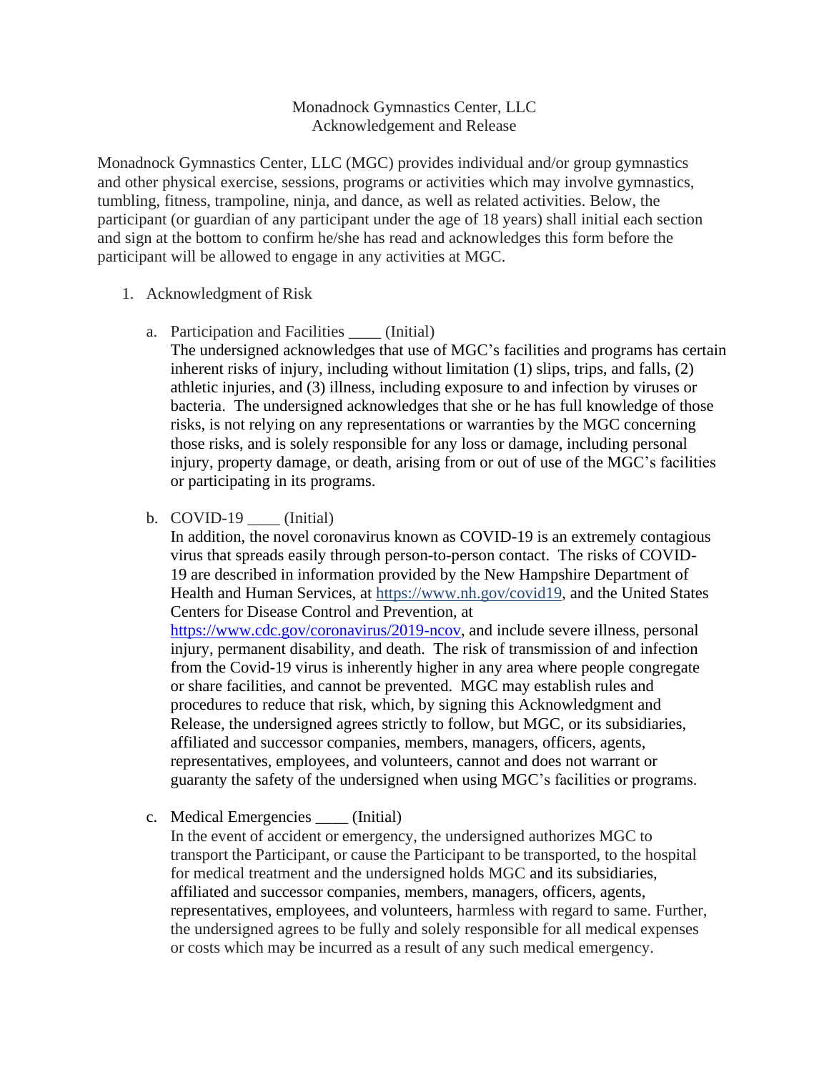Monadnock Gymnastics Center, LLC
Acknowledgement and Release

Monadnock Gymnastics Center, LLC (MGC) provides individual and/or group gymnastics and other physical exercise, sessions, programs or activities which may involve gymnastics, tumbling, fitness, trampoline, ninja, and dance, as well as related activities. Below, the participant (or guardian of any participant under the age of 18 years) shall initial each section and sign at the bottom to confirm he/she has read and acknowledges this form before the participant will be allowed to engage in any activities at MGC.

1. Acknowledgment of Risk

   a. Participation and Facilities ____ (Initial)
   The undersigned acknowledges that use of MGC's facilities and programs has certain inherent risks of injury, including without limitation (1) slips, trips, and falls, (2) athletic injuries, and (3) illness, including exposure to and infection by viruses or bacteria. The undersigned acknowledges that she or he has full knowledge of those risks, is not relying on any representations or warranties by the MGC concerning those risks, and is solely responsible for any loss or damage, including personal injury, property damage, or death, arising from or out of use of the MGC's facilities or participating in its programs.

   b. COVID-19 ____ (Initial)
   In addition, the novel coronavirus known as COVID-19 is an extremely contagious virus that spreads easily through person-to-person contact. The risks of COVID-19 are described in information provided by the New Hampshire Department of Health and Human Services, at https://www.nh.gov/covid19, and the United States Centers for Disease Control and Prevention, at https://www.cdc.gov/coronavirus/2019-ncov, and include severe illness, personal injury, permanent disability, and death. The risk of transmission of and infection from the Covid-19 virus is inherently higher in any area where people congregate or share facilities, and cannot be prevented. MGC may establish rules and procedures to reduce that risk, which, by signing this Acknowledgment and Release, the undersigned agrees strictly to follow, but MGC, or its subsidiaries, affiliated and successor companies, members, managers, officers, agents, representatives, employees, and volunteers, cannot and does not warrant or guaranty the safety of the undersigned when using MGC's facilities or programs.

   c. Medical Emergencies ____ (Initial)
   In the event of accident or emergency, the undersigned authorizes MGC to transport the Participant, or cause the Participant to be transported, to the hospital for medical treatment and the undersigned holds MGC and its subsidiaries, affiliated and successor companies, members, managers, officers, agents, representatives, employees, and volunteers, harmless with regard to same. Further, the undersigned agrees to be fully and solely responsible for all medical expenses or costs which may be incurred as a result of any such medical emergency.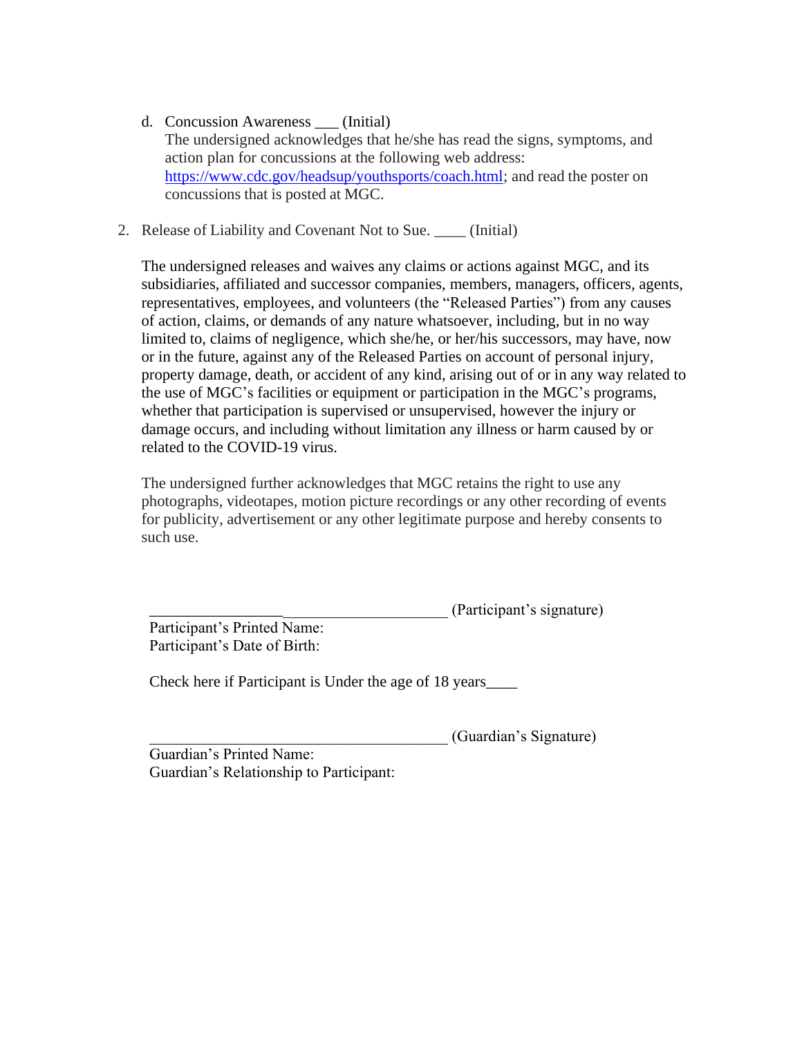d. Concussion Awareness ___ (Initial)
   The undersigned acknowledges that he/she has read the signs, symptoms, and action plan for concussions at the following web address: [https://www.cdc.gov/headsup/youthsports/coach.html](https://www.cdc.gov/headsup/youthsports/coach.html); and read the poster on concussions that is posted at MGC.

2. Release of Liability and Covenant Not to Sue. ____ (Initial)

   The undersigned releases and waives any claims or actions against MGC, and its subsidiaries, affiliated and successor companies, members, managers, officers, agents, representatives, employees, and volunteers (the "Released Parties") from any causes of action, claims, or demands of any nature whatsoever, including, but in no way limited to, claims of negligence, which she/he, or her/his successors, may have, now or in the future, against any of the Released Parties on account of personal injury, property damage, death, or accident of any kind, arising out of or in any way related to the use of MGC's facilities or equipment or participation in the MGC's programs, whether that participation is supervised or unsupervised, however the injury or damage occurs, and including without limitation any illness or harm caused by or related to the COVID-19 virus.

   The undersigned further acknowledges that MGC retains the right to use any photographs, videotapes, motion picture recordings or any other recording of events for publicity, advertisement or any other legitimate purpose and hereby consents to such use.

_____________________________________ (Participant's signature)
Participant's Printed Name:
Participant's Date of Birth:

Check here if Participant is Under the age of 18 years____

_____________________________________ (Guardian's Signature)
Guardian's Printed Name:
Guardian's Relationship to Participant: